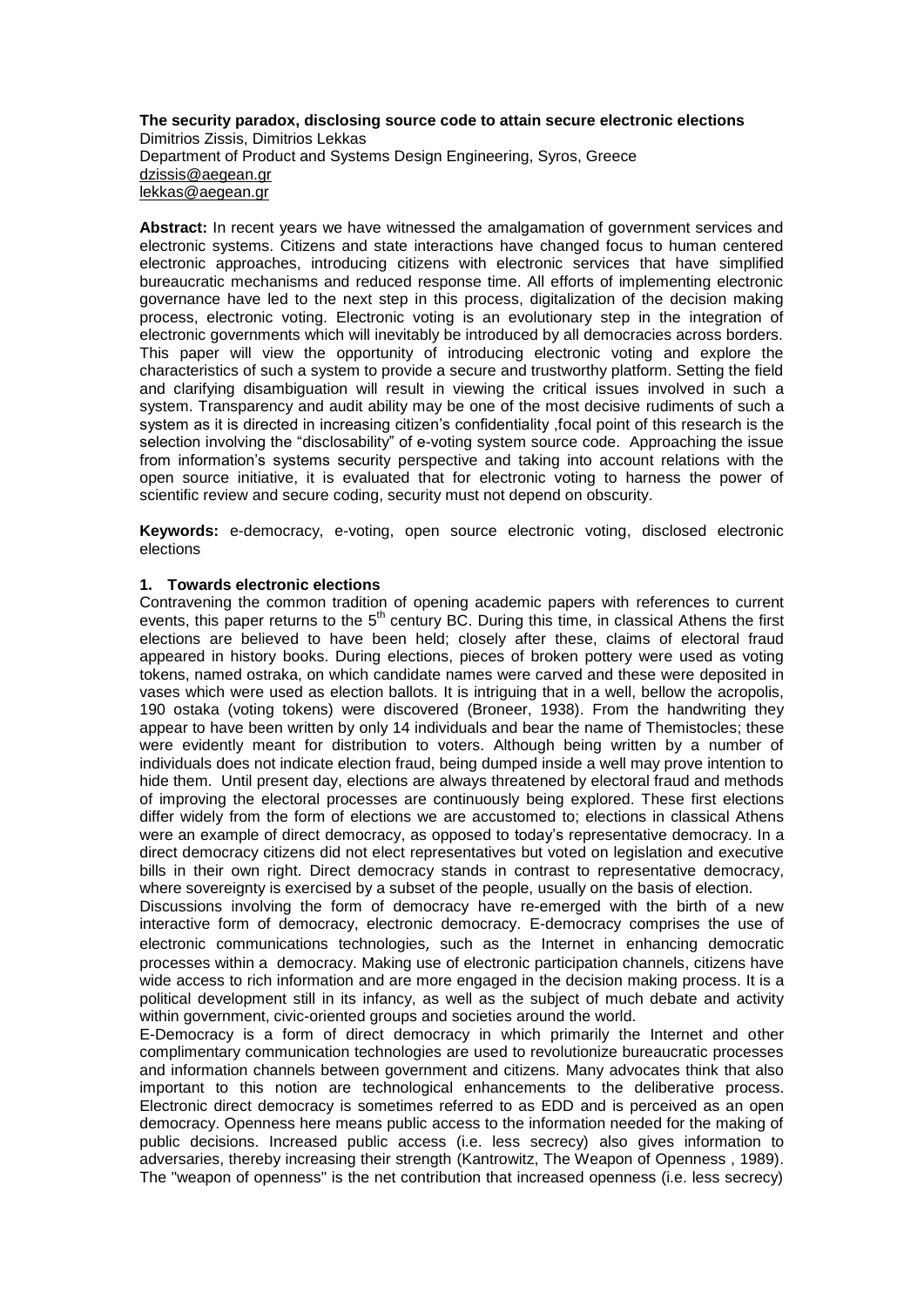**The security paradox, disclosing source code to attain secure electronic elections**

Dimitrios Zissis, Dimitrios Lekkas
Department of Product and Systems Design Engineering, Syros, Greece
dzissis@aegean.gr
lekkas@aegean.gr

**Abstract:** In recent years we have witnessed the amalgamation of government services and electronic systems. Citizens and state interactions have changed focus to human centered electronic approaches, introducing citizens with electronic services that have simplified bureaucratic mechanisms and reduced response time. All efforts of implementing electronic governance have led to the next step in this process, digitalization of the decision making process, electronic voting. Electronic voting is an evolutionary step in the integration of electronic governments which will inevitably be introduced by all democracies across borders. This paper will view the opportunity of introducing electronic voting and explore the characteristics of such a system to provide a secure and trustworthy platform. Setting the field and clarifying disambiguation will result in viewing the critical issues involved in such a system. Transparency and audit ability may be one of the most decisive rudiments of such a system as it is directed in increasing citizen's confidentiality ,focal point of this research is the selection involving the "disclosability" of e-voting system source code. Approaching the issue from information's systems security perspective and taking into account relations with the open source initiative, it is evaluated that for electronic voting to harness the power of scientific review and secure coding, security must not depend on obscurity.

**Keywords:** e-democracy, e-voting, open source electronic voting, disclosed electronic elections

## 1. Towards electronic elections

Contravening the common tradition of opening academic papers with references to current events, this paper returns to the 5th century BC. During this time, in classical Athens the first elections are believed to have been held; closely after these, claims of electoral fraud appeared in history books. During elections, pieces of broken pottery were used as voting tokens, named ostraka, on which candidate names were carved and these were deposited in vases which were used as election ballots. It is intriguing that in a well, bellow the acropolis, 190 ostaka (voting tokens) were discovered (Broneer, 1938). From the handwriting they appear to have been written by only 14 individuals and bear the name of Themistocles; these were evidently meant for distribution to voters. Although being written by a number of individuals does not indicate election fraud, being dumped inside a well may prove intention to hide them. Until present day, elections are always threatened by electoral fraud and methods of improving the electoral processes are continuously being explored. These first elections differ widely from the form of elections we are accustomed to; elections in classical Athens were an example of direct democracy, as opposed to today's representative democracy. In a direct democracy citizens did not elect representatives but voted on legislation and executive bills in their own right. Direct democracy stands in contrast to representative democracy, where sovereignty is exercised by a subset of the people, usually on the basis of election.

Discussions involving the form of democracy have re-emerged with the birth of a new interactive form of democracy, electronic democracy. E-democracy comprises the use of electronic communications technologies, such as the Internet in enhancing democratic processes within a democracy. Making use of electronic participation channels, citizens have wide access to rich information and are more engaged in the decision making process. It is a political development still in its infancy, as well as the subject of much debate and activity within government, civic-oriented groups and societies around the world.

E-Democracy is a form of direct democracy in which primarily the Internet and other complimentary communication technologies are used to revolutionize bureaucratic processes and information channels between government and citizens. Many advocates think that also important to this notion are technological enhancements to the deliberative process. Electronic direct democracy is sometimes referred to as EDD and is perceived as an open democracy. Openness here means public access to the information needed for the making of public decisions. Increased public access (i.e. less secrecy) also gives information to adversaries, thereby increasing their strength (Kantrowitz, The Weapon of Openness , 1989). The "weapon of openness" is the net contribution that increased openness (i.e. less secrecy)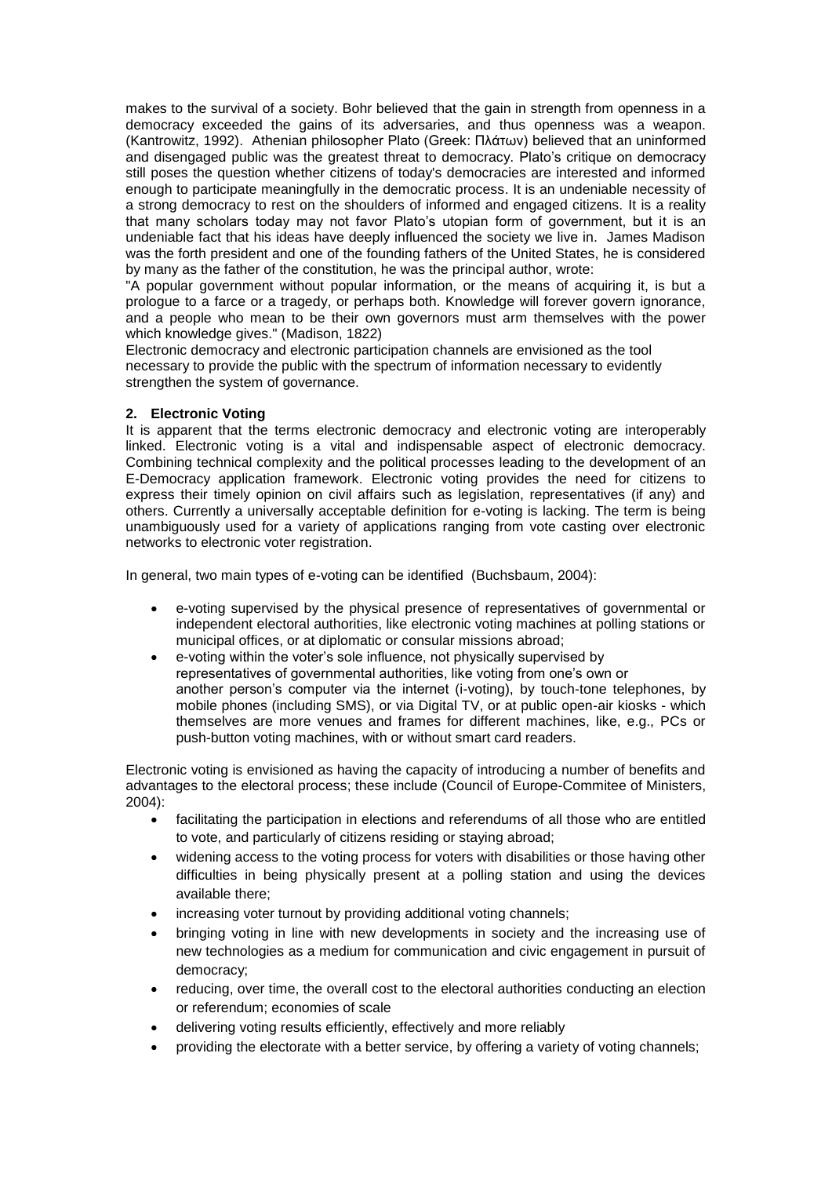makes to the survival of a society. Bohr believed that the gain in strength from openness in a democracy exceeded the gains of its adversaries, and thus openness was a weapon. (Kantrowitz, 1992). Athenian philosopher Plato (Greek: Πλάτων) believed that an uninformed and disengaged public was the greatest threat to democracy. Plato's critique on democracy still poses the question whether citizens of today's democracies are interested and informed enough to participate meaningfully in the democratic process. It is an undeniable necessity of a strong democracy to rest on the shoulders of informed and engaged citizens. It is a reality that many scholars today may not favor Plato's utopian form of government, but it is an undeniable fact that his ideas have deeply influenced the society we live in. James Madison was the forth president and one of the founding fathers of the United States, he is considered by many as the father of the constitution, he was the principal author, wrote:

"A popular government without popular information, or the means of acquiring it, is but a prologue to a farce or a tragedy, or perhaps both. Knowledge will forever govern ignorance, and a people who mean to be their own governors must arm themselves with the power which knowledge gives." (Madison, 1822)

Electronic democracy and electronic participation channels are envisioned as the tool necessary to provide the public with the spectrum of information necessary to evidently strengthen the system of governance.

## 2. Electronic Voting

It is apparent that the terms electronic democracy and electronic voting are interoperably linked. Electronic voting is a vital and indispensable aspect of electronic democracy. Combining technical complexity and the political processes leading to the development of an E-Democracy application framework. Electronic voting provides the need for citizens to express their timely opinion on civil affairs such as legislation, representatives (if any) and others. Currently a universally acceptable definition for e-voting is lacking. The term is being unambiguously used for a variety of applications ranging from vote casting over electronic networks to electronic voter registration.

In general, two main types of e-voting can be identified (Buchsbaum, 2004):

- e-voting supervised by the physical presence of representatives of governmental or independent electoral authorities, like electronic voting machines at polling stations or municipal offices, or at diplomatic or consular missions abroad;
- e-voting within the voter's sole influence, not physically supervised by representatives of governmental authorities, like voting from one's own or another person's computer via the internet (i-voting), by touch-tone telephones, by mobile phones (including SMS), or via Digital TV, or at public open-air kiosks - which themselves are more venues and frames for different machines, like, e.g., PCs or push-button voting machines, with or without smart card readers.

Electronic voting is envisioned as having the capacity of introducing a number of benefits and advantages to the electoral process; these include (Council of Europe-Commitee of Ministers, 2004):

- facilitating the participation in elections and referendums of all those who are entitled to vote, and particularly of citizens residing or staying abroad;
- widening access to the voting process for voters with disabilities or those having other difficulties in being physically present at a polling station and using the devices available there;
- increasing voter turnout by providing additional voting channels;
- bringing voting in line with new developments in society and the increasing use of new technologies as a medium for communication and civic engagement in pursuit of democracy;
- reducing, over time, the overall cost to the electoral authorities conducting an election or referendum; economies of scale
- delivering voting results efficiently, effectively and more reliably
- providing the electorate with a better service, by offering a variety of voting channels;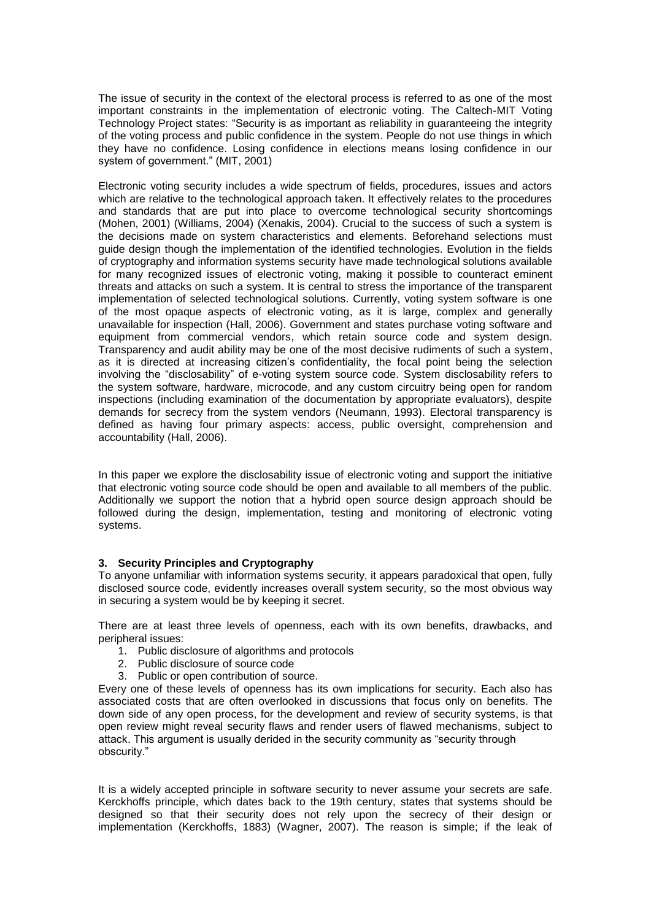The issue of security in the context of the electoral process is referred to as one of the most important constraints in the implementation of electronic voting. The Caltech-MIT Voting Technology Project states: "Security is as important as reliability in guaranteeing the integrity of the voting process and public confidence in the system. People do not use things in which they have no confidence. Losing confidence in elections means losing confidence in our system of government." (MIT, 2001)

Electronic voting security includes a wide spectrum of fields, procedures, issues and actors which are relative to the technological approach taken. It effectively relates to the procedures and standards that are put into place to overcome technological security shortcomings (Mohen, 2001) (Williams, 2004) (Xenakis, 2004). Crucial to the success of such a system is the decisions made on system characteristics and elements. Beforehand selections must guide design though the implementation of the identified technologies. Evolution in the fields of cryptography and information systems security have made technological solutions available for many recognized issues of electronic voting, making it possible to counteract eminent threats and attacks on such a system. It is central to stress the importance of the transparent implementation of selected technological solutions. Currently, voting system software is one of the most opaque aspects of electronic voting, as it is large, complex and generally unavailable for inspection (Hall, 2006). Government and states purchase voting software and equipment from commercial vendors, which retain source code and system design. Transparency and audit ability may be one of the most decisive rudiments of such a system, as it is directed at increasing citizen's confidentiality, the focal point being the selection involving the "disclosability" of e-voting system source code. System disclosability refers to the system software, hardware, microcode, and any custom circuitry being open for random inspections (including examination of the documentation by appropriate evaluators), despite demands for secrecy from the system vendors (Neumann, 1993). Electoral transparency is defined as having four primary aspects: access, public oversight, comprehension and accountability (Hall, 2006).

In this paper we explore the disclosability issue of electronic voting and support the initiative that electronic voting source code should be open and available to all members of the public. Additionally we support the notion that a hybrid open source design approach should be followed during the design, implementation, testing and monitoring of electronic voting systems.

### 3. Security Principles and Cryptography

To anyone unfamiliar with information systems security, it appears paradoxical that open, fully disclosed source code, evidently increases overall system security, so the most obvious way in securing a system would be by keeping it secret.

There are at least three levels of openness, each with its own benefits, drawbacks, and peripheral issues:

1. Public disclosure of algorithms and protocols
2. Public disclosure of source code
3. Public or open contribution of source.

Every one of these levels of openness has its own implications for security. Each also has associated costs that are often overlooked in discussions that focus only on benefits. The down side of any open process, for the development and review of security systems, is that open review might reveal security flaws and render users of flawed mechanisms, subject to attack. This argument is usually derided in the security community as "security through obscurity."

It is a widely accepted principle in software security to never assume your secrets are safe. Kerckhoffs principle, which dates back to the 19th century, states that systems should be designed so that their security does not rely upon the secrecy of their design or implementation (Kerckhoffs, 1883) (Wagner, 2007). The reason is simple; if the leak of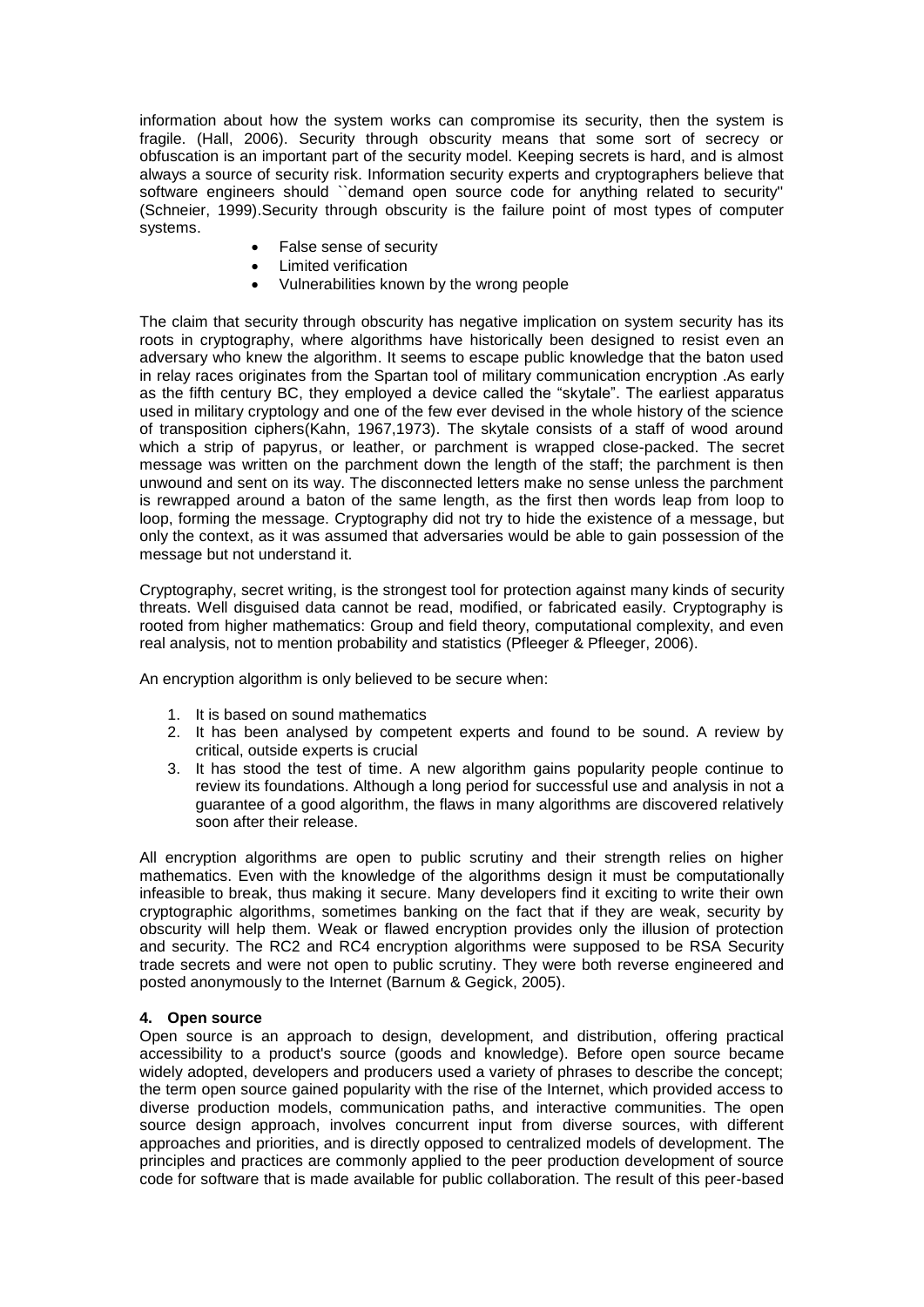information about how the system works can compromise its security, then the system is fragile. (Hall, 2006). Security through obscurity means that some sort of secrecy or obfuscation is an important part of the security model. Keeping secrets is hard, and is almost always a source of security risk. Information security experts and cryptographers believe that software engineers should ``demand open source code for anything related to security'' (Schneier, 1999).Security through obscurity is the failure point of most types of computer systems.

- False sense of security
- Limited verification
- Vulnerabilities known by the wrong people

The claim that security through obscurity has negative implication on system security has its roots in cryptography, where algorithms have historically been designed to resist even an adversary who knew the algorithm. It seems to escape public knowledge that the baton used in relay races originates from the Spartan tool of military communication encryption .As early as the fifth century BC, they employed a device called the "skytale". The earliest apparatus used in military cryptology and one of the few ever devised in the whole history of the science of transposition ciphers(Kahn, 1967,1973). The skytale consists of a staff of wood around which a strip of papyrus, or leather, or parchment is wrapped close-packed. The secret message was written on the parchment down the length of the staff; the parchment is then unwound and sent on its way. The disconnected letters make no sense unless the parchment is rewrapped around a baton of the same length, as the first then words leap from loop to loop, forming the message. Cryptography did not try to hide the existence of a message, but only the context, as it was assumed that adversaries would be able to gain possession of the message but not understand it.

Cryptography, secret writing, is the strongest tool for protection against many kinds of security threats. Well disguised data cannot be read, modified, or fabricated easily. Cryptography is rooted from higher mathematics: Group and field theory, computational complexity, and even real analysis, not to mention probability and statistics (Pfleeger & Pfleeger, 2006).

An encryption algorithm is only believed to be secure when:

1. It is based on sound mathematics
2. It has been analysed by competent experts and found to be sound. A review by critical, outside experts is crucial
3. It has stood the test of time. A new algorithm gains popularity people continue to review its foundations. Although a long period for successful use and analysis in not a guarantee of a good algorithm, the flaws in many algorithms are discovered relatively soon after their release.

All encryption algorithms are open to public scrutiny and their strength relies on higher mathematics. Even with the knowledge of the algorithms design it must be computationally infeasible to break, thus making it secure. Many developers find it exciting to write their own cryptographic algorithms, sometimes banking on the fact that if they are weak, security by obscurity will help them. Weak or flawed encryption provides only the illusion of protection and security. The RC2 and RC4 encryption algorithms were supposed to be RSA Security trade secrets and were not open to public scrutiny. They were both reverse engineered and posted anonymously to the Internet (Barnum & Gegick, 2005).

## 4. Open source

Open source is an approach to design, development, and distribution, offering practical accessibility to a product's source (goods and knowledge). Before open source became widely adopted, developers and producers used a variety of phrases to describe the concept; the term open source gained popularity with the rise of the Internet, which provided access to diverse production models, communication paths, and interactive communities. The open source design approach, involves concurrent input from diverse sources, with different approaches and priorities, and is directly opposed to centralized models of development. The principles and practices are commonly applied to the peer production development of source code for software that is made available for public collaboration. The result of this peer-based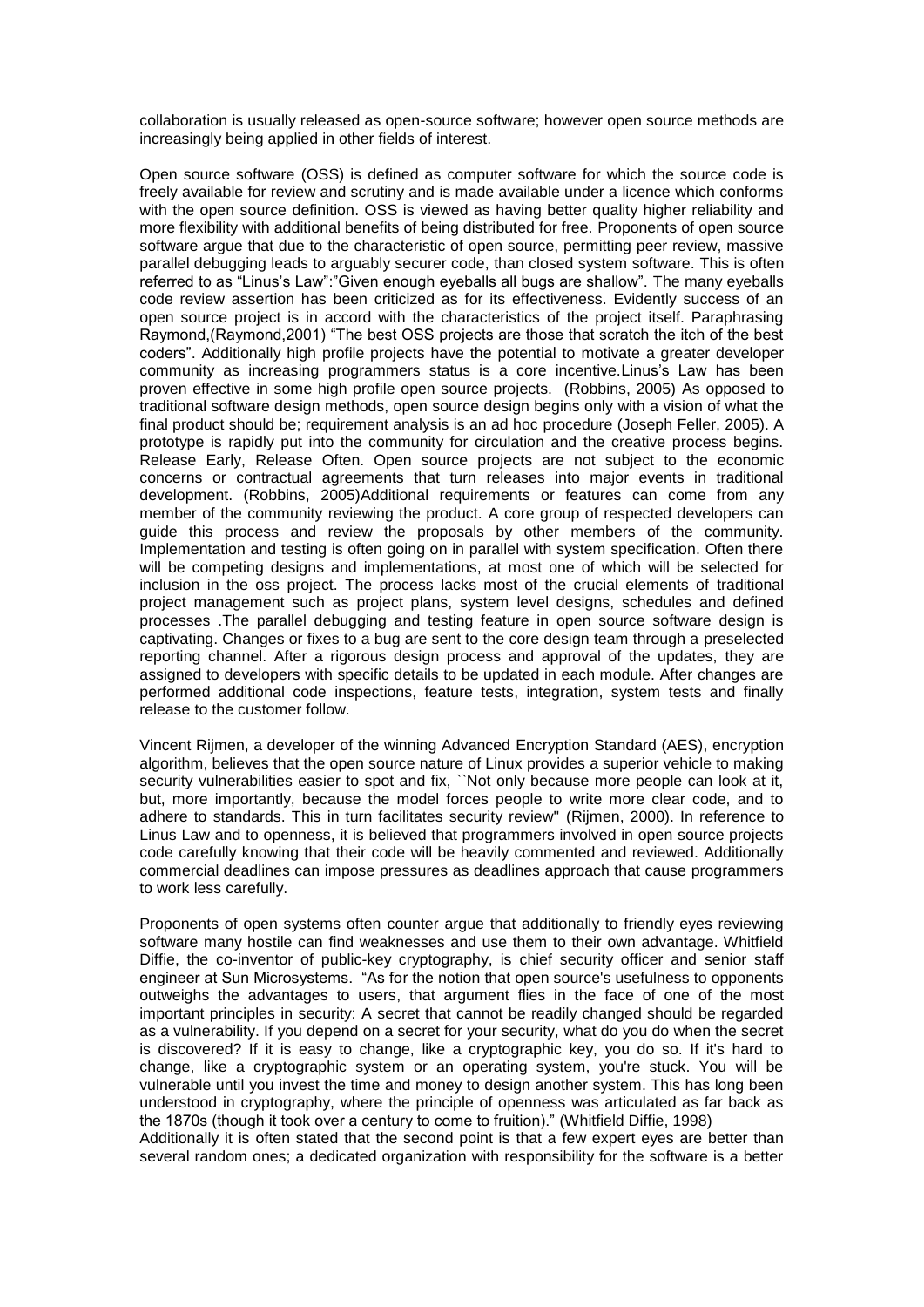collaboration is usually released as open-source software; however open source methods are increasingly being applied in other fields of interest.

Open source software (OSS) is defined as computer software for which the source code is freely available for review and scrutiny and is made available under a licence which conforms with the open source definition. OSS is viewed as having better quality higher reliability and more flexibility with additional benefits of being distributed for free. Proponents of open source software argue that due to the characteristic of open source, permitting peer review, massive parallel debugging leads to arguably securer code, than closed system software. This is often referred to as "Linus's Law":"Given enough eyeballs all bugs are shallow". The many eyeballs code review assertion has been criticized as for its effectiveness. Evidently success of an open source project is in accord with the characteristics of the project itself. Paraphrasing Raymond,(Raymond,2001) "The best OSS projects are those that scratch the itch of the best coders". Additionally high profile projects have the potential to motivate a greater developer community as increasing programmers status is a core incentive.Linus's Law has been proven effective in some high profile open source projects. (Robbins, 2005) As opposed to traditional software design methods, open source design begins only with a vision of what the final product should be; requirement analysis is an ad hoc procedure (Joseph Feller, 2005). A prototype is rapidly put into the community for circulation and the creative process begins. Release Early, Release Often. Open source projects are not subject to the economic concerns or contractual agreements that turn releases into major events in traditional development. (Robbins, 2005)Additional requirements or features can come from any member of the community reviewing the product. A core group of respected developers can guide this process and review the proposals by other members of the community. Implementation and testing is often going on in parallel with system specification. Often there will be competing designs and implementations, at most one of which will be selected for inclusion in the oss project. The process lacks most of the crucial elements of traditional project management such as project plans, system level designs, schedules and defined processes .The parallel debugging and testing feature in open source software design is captivating. Changes or fixes to a bug are sent to the core design team through a preselected reporting channel. After a rigorous design process and approval of the updates, they are assigned to developers with specific details to be updated in each module. After changes are performed additional code inspections, feature tests, integration, system tests and finally release to the customer follow.

Vincent Rijmen, a developer of the winning Advanced Encryption Standard (AES), encryption algorithm, believes that the open source nature of Linux provides a superior vehicle to making security vulnerabilities easier to spot and fix, ``Not only because more people can look at it, but, more importantly, because the model forces people to write more clear code, and to adhere to standards. This in turn facilitates security review'' (Rijmen, 2000). In reference to Linus Law and to openness, it is believed that programmers involved in open source projects code carefully knowing that their code will be heavily commented and reviewed. Additionally commercial deadlines can impose pressures as deadlines approach that cause programmers to work less carefully.

Proponents of open systems often counter argue that additionally to friendly eyes reviewing software many hostile can find weaknesses and use them to their own advantage. Whitfield Diffie, the co-inventor of public-key cryptography, is chief security officer and senior staff engineer at Sun Microsystems. "As for the notion that open source's usefulness to opponents outweighs the advantages to users, that argument flies in the face of one of the most important principles in security: A secret that cannot be readily changed should be regarded as a vulnerability. If you depend on a secret for your security, what do you do when the secret is discovered? If it is easy to change, like a cryptographic key, you do so. If it's hard to change, like a cryptographic system or an operating system, you're stuck. You will be vulnerable until you invest the time and money to design another system. This has long been understood in cryptography, where the principle of openness was articulated as far back as the 1870s (though it took over a century to come to fruition)." (Whitfield Diffie, 1998)

Additionally it is often stated that the second point is that a few expert eyes are better than several random ones; a dedicated organization with responsibility for the software is a better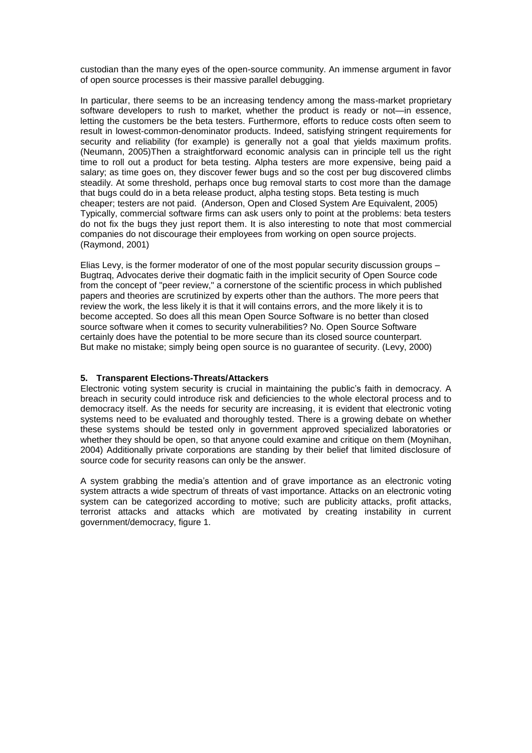custodian than the many eyes of the open-source community. An immense argument in favor of open source processes is their massive parallel debugging.

In particular, there seems to be an increasing tendency among the mass-market proprietary software developers to rush to market, whether the product is ready or not—in essence, letting the customers be the beta testers. Furthermore, efforts to reduce costs often seem to result in lowest-common-denominator products. Indeed, satisfying stringent requirements for security and reliability (for example) is generally not a goal that yields maximum profits. (Neumann, 2005)Then a straightforward economic analysis can in principle tell us the right time to roll out a product for beta testing. Alpha testers are more expensive, being paid a salary; as time goes on, they discover fewer bugs and so the cost per bug discovered climbs steadily. At some threshold, perhaps once bug removal starts to cost more than the damage that bugs could do in a beta release product, alpha testing stops. Beta testing is much cheaper; testers are not paid. (Anderson, Open and Closed System Are Equivalent, 2005) Typically, commercial software firms can ask users only to point at the problems: beta testers do not fix the bugs they just report them. It is also interesting to note that most commercial companies do not discourage their employees from working on open source projects. (Raymond, 2001)

Elias Levy, is the former moderator of one of the most popular security discussion groups – Bugtraq, Advocates derive their dogmatic faith in the implicit security of Open Source code from the concept of "peer review," a cornerstone of the scientific process in which published papers and theories are scrutinized by experts other than the authors. The more peers that review the work, the less likely it is that it will contains errors, and the more likely it is to become accepted. So does all this mean Open Source Software is no better than closed source software when it comes to security vulnerabilities? No. Open Source Software certainly does have the potential to be more secure than its closed source counterpart. But make no mistake; simply being open source is no guarantee of security. (Levy, 2000)

## 5. Transparent Elections-Threats/Attackers

Electronic voting system security is crucial in maintaining the public's faith in democracy. A breach in security could introduce risk and deficiencies to the whole electoral process and to democracy itself. As the needs for security are increasing, it is evident that electronic voting systems need to be evaluated and thoroughly tested. There is a growing debate on whether these systems should be tested only in government approved specialized laboratories or whether they should be open, so that anyone could examine and critique on them (Moynihan, 2004) Additionally private corporations are standing by their belief that limited disclosure of source code for security reasons can only be the answer.

A system grabbing the media's attention and of grave importance as an electronic voting system attracts a wide spectrum of threats of vast importance. Attacks on an electronic voting system can be categorized according to motive; such are publicity attacks, profit attacks, terrorist attacks and attacks which are motivated by creating instability in current government/democracy, figure 1.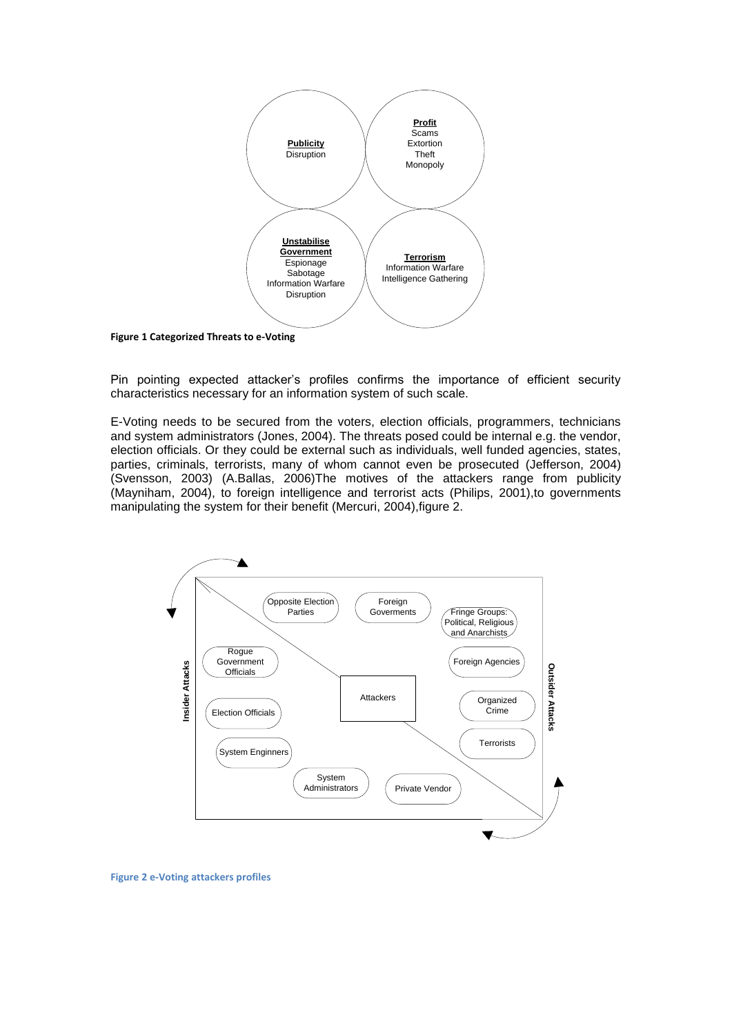**Publicity**
Disruption

**Profit**
Scams
Extortion
Theft
Monopoly

**Unstabilise Government**
Espionage
Sabotage
Information Warfare
Disruption

**Terrorism**
Information Warfare
Intelligence Gathering

**Figure 1 Categorized Threats to e-Voting**

Pin pointing expected attacker's profiles confirms the importance of efficient security characteristics necessary for an information system of such scale.

E-Voting needs to be secured from the voters, election officials, programmers, technicians and system administrators (Jones, 2004). The threats posed could be internal e.g. the vendor, election officials. Or they could be external such as individuals, well funded agencies, states, parties, criminals, terrorists, many of whom cannot even be prosecuted (Jefferson, 2004) (Svensson, 2003) (A.Ballas, 2006)The motives of the attackers range from publicity (Mayniham, 2004), to foreign intelligence and terrorist acts (Philips, 2001),to governments manipulating the system for their benefit (Mercuri, 2004),figure 2.

Insider Attacks: Opposite Election Parties, Rogue Government Officials, Election Officials, System Enginners, System Administrators, Private Vendor

Attackers

Outsider Attacks: Foreign Goverments, Fringe Groups: Political, Religious and Anarchists, Foreign Agencies, Organized Crime, Terrorists

**Figure 2 e-Voting attackers profiles**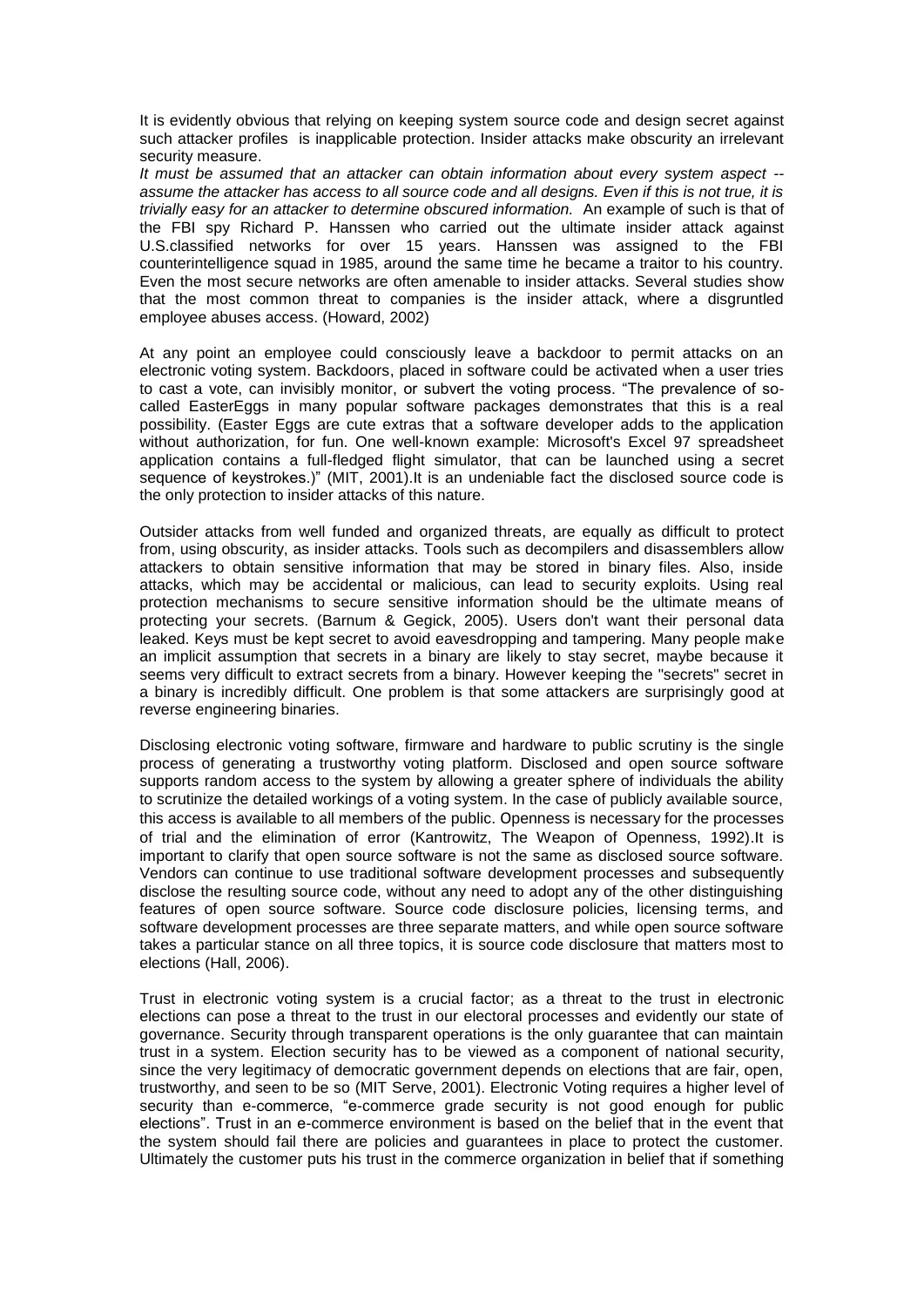It is evidently obvious that relying on keeping system source code and design secret against such attacker profiles is inapplicable protection. Insider attacks make obscurity an irrelevant security measure.

*It must be assumed that an attacker can obtain information about every system aspect -- assume the attacker has access to all source code and all designs. Even if this is not true, it is trivially easy for an attacker to determine obscured information.* An example of such is that of the FBI spy Richard P. Hanssen who carried out the ultimate insider attack against U.S.classified networks for over 15 years. Hanssen was assigned to the FBI counterintelligence squad in 1985, around the same time he became a traitor to his country. Even the most secure networks are often amenable to insider attacks. Several studies show that the most common threat to companies is the insider attack, where a disgruntled employee abuses access. (Howard, 2002)

At any point an employee could consciously leave a backdoor to permit attacks on an electronic voting system. Backdoors, placed in software could be activated when a user tries to cast a vote, can invisibly monitor, or subvert the voting process. "The prevalence of so-called EasterEggs in many popular software packages demonstrates that this is a real possibility. (Easter Eggs are cute extras that a software developer adds to the application without authorization, for fun. One well-known example: Microsoft's Excel 97 spreadsheet application contains a full-fledged flight simulator, that can be launched using a secret sequence of keystrokes.)" (MIT, 2001).It is an undeniable fact the disclosed source code is the only protection to insider attacks of this nature.

Outsider attacks from well funded and organized threats, are equally as difficult to protect from, using obscurity, as insider attacks. Tools such as decompilers and disassemblers allow attackers to obtain sensitive information that may be stored in binary files. Also, inside attacks, which may be accidental or malicious, can lead to security exploits. Using real protection mechanisms to secure sensitive information should be the ultimate means of protecting your secrets. (Barnum & Gegick, 2005). Users don't want their personal data leaked. Keys must be kept secret to avoid eavesdropping and tampering. Many people make an implicit assumption that secrets in a binary are likely to stay secret, maybe because it seems very difficult to extract secrets from a binary. However keeping the "secrets" secret in a binary is incredibly difficult. One problem is that some attackers are surprisingly good at reverse engineering binaries.

Disclosing electronic voting software, firmware and hardware to public scrutiny is the single process of generating a trustworthy voting platform. Disclosed and open source software supports random access to the system by allowing a greater sphere of individuals the ability to scrutinize the detailed workings of a voting system. In the case of publicly available source, this access is available to all members of the public. Openness is necessary for the processes of trial and the elimination of error (Kantrowitz, The Weapon of Openness, 1992).It is important to clarify that open source software is not the same as disclosed source software. Vendors can continue to use traditional software development processes and subsequently disclose the resulting source code, without any need to adopt any of the other distinguishing features of open source software. Source code disclosure policies, licensing terms, and software development processes are three separate matters, and while open source software takes a particular stance on all three topics, it is source code disclosure that matters most to elections (Hall, 2006).

Trust in electronic voting system is a crucial factor; as a threat to the trust in electronic elections can pose a threat to the trust in our electoral processes and evidently our state of governance. Security through transparent operations is the only guarantee that can maintain trust in a system. Election security has to be viewed as a component of national security, since the very legitimacy of democratic government depends on elections that are fair, open, trustworthy, and seen to be so (MIT Serve, 2001). Electronic Voting requires a higher level of security than e-commerce, "e-commerce grade security is not good enough for public elections". Trust in an e-commerce environment is based on the belief that in the event that the system should fail there are policies and guarantees in place to protect the customer. Ultimately the customer puts his trust in the commerce organization in belief that if something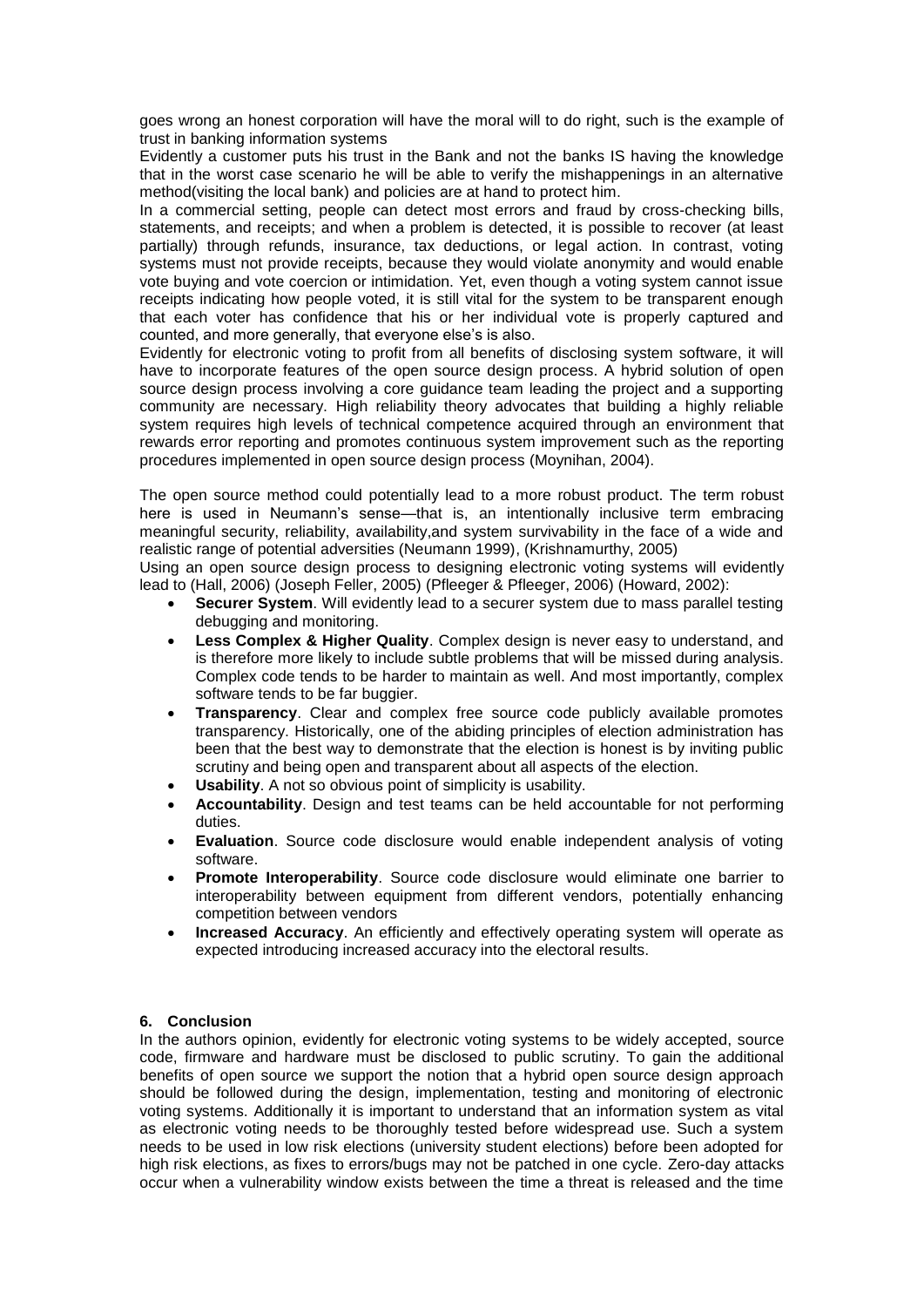goes wrong an honest corporation will have the moral will to do right, such is the example of trust in banking information systems

Evidently a customer puts his trust in the Bank and not the banks IS having the knowledge that in the worst case scenario he will be able to verify the mishappenings in an alternative method(visiting the local bank) and policies are at hand to protect him.

In a commercial setting, people can detect most errors and fraud by cross-checking bills, statements, and receipts; and when a problem is detected, it is possible to recover (at least partially) through refunds, insurance, tax deductions, or legal action. In contrast, voting systems must not provide receipts, because they would violate anonymity and would enable vote buying and vote coercion or intimidation. Yet, even though a voting system cannot issue receipts indicating how people voted, it is still vital for the system to be transparent enough that each voter has confidence that his or her individual vote is properly captured and counted, and more generally, that everyone else's is also.

Evidently for electronic voting to profit from all benefits of disclosing system software, it will have to incorporate features of the open source design process. A hybrid solution of open source design process involving a core guidance team leading the project and a supporting community are necessary. High reliability theory advocates that building a highly reliable system requires high levels of technical competence acquired through an environment that rewards error reporting and promotes continuous system improvement such as the reporting procedures implemented in open source design process (Moynihan, 2004).

The open source method could potentially lead to a more robust product. The term robust here is used in Neumann's sense—that is, an intentionally inclusive term embracing meaningful security, reliability, availability,and system survivability in the face of a wide and realistic range of potential adversities (Neumann 1999), (Krishnamurthy, 2005)

Using an open source design process to designing electronic voting systems will evidently lead to (Hall, 2006) (Joseph Feller, 2005) (Pfleeger & Pfleeger, 2006) (Howard, 2002):

- **Securer System**. Will evidently lead to a securer system due to mass parallel testing debugging and monitoring.
- **Less Complex & Higher Quality**. Complex design is never easy to understand, and is therefore more likely to include subtle problems that will be missed during analysis. Complex code tends to be harder to maintain as well. And most importantly, complex software tends to be far buggier.
- **Transparency**. Clear and complex free source code publicly available promotes transparency. Historically, one of the abiding principles of election administration has been that the best way to demonstrate that the election is honest is by inviting public scrutiny and being open and transparent about all aspects of the election.
- **Usability**. A not so obvious point of simplicity is usability.
- **Accountability**. Design and test teams can be held accountable for not performing duties.
- **Evaluation**. Source code disclosure would enable independent analysis of voting software.
- **Promote Interoperability**. Source code disclosure would eliminate one barrier to interoperability between equipment from different vendors, potentially enhancing competition between vendors
- **Increased Accuracy**. An efficiently and effectively operating system will operate as expected introducing increased accuracy into the electoral results.

## 6. Conclusion

In the authors opinion, evidently for electronic voting systems to be widely accepted, source code, firmware and hardware must be disclosed to public scrutiny. To gain the additional benefits of open source we support the notion that a hybrid open source design approach should be followed during the design, implementation, testing and monitoring of electronic voting systems. Additionally it is important to understand that an information system as vital as electronic voting needs to be thoroughly tested before widespread use. Such a system needs to be used in low risk elections (university student elections) before been adopted for high risk elections, as fixes to errors/bugs may not be patched in one cycle. Zero-day attacks occur when a vulnerability window exists between the time a threat is released and the time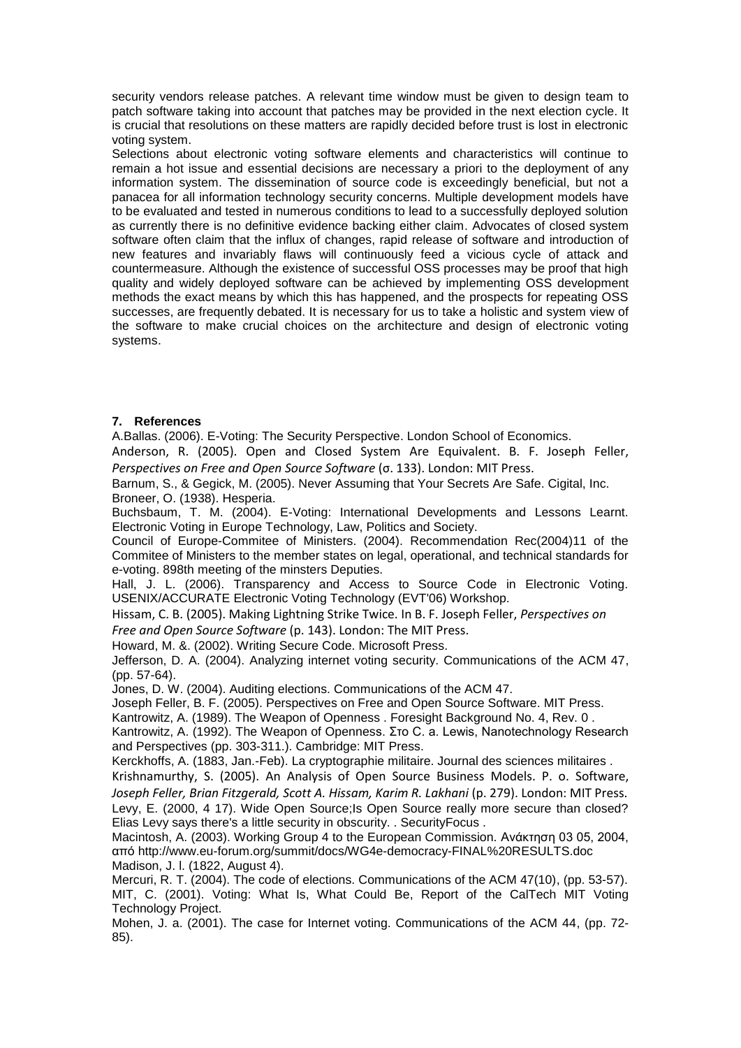security vendors release patches. A relevant time window must be given to design team to patch software taking into account that patches may be provided in the next election cycle. It is crucial that resolutions on these matters are rapidly decided before trust is lost in electronic voting system.

Selections about electronic voting software elements and characteristics will continue to remain a hot issue and essential decisions are necessary a priori to the deployment of any information system. The dissemination of source code is exceedingly beneficial, but not a panacea for all information technology security concerns. Multiple development models have to be evaluated and tested in numerous conditions to lead to a successfully deployed solution as currently there is no definitive evidence backing either claim. Advocates of closed system software often claim that the influx of changes, rapid release of software and introduction of new features and invariably flaws will continuously feed a vicious cycle of attack and countermeasure. Although the existence of successful OSS processes may be proof that high quality and widely deployed software can be achieved by implementing OSS development methods the exact means by which this has happened, and the prospects for repeating OSS successes, are frequently debated. It is necessary for us to take a holistic and system view of the software to make crucial choices on the architecture and design of electronic voting systems.

## 7. References

A.Ballas. (2006). E-Voting: The Security Perspective. London School of Economics.

Anderson, R. (2005). Open and Closed System Are Equivalent. B. F. Joseph Feller, *Perspectives on Free and Open Source Software* (σ. 133). London: MIT Press.

Barnum, S., & Gegick, M. (2005). Never Assuming that Your Secrets Are Safe. Cigital, Inc.

Broneer, O. (1938). Hesperia.

Buchsbaum, T. M. (2004). E-Voting: International Developments and Lessons Learnt. Electronic Voting in Europe Technology, Law, Politics and Society.

Council of Europe-Commitee of Ministers. (2004). Recommendation Rec(2004)11 of the Commitee of Ministers to the member states on legal, operational, and technical standards for e-voting. 898th meeting of the minsters Deputies.

Hall, J. L. (2006). Transparency and Access to Source Code in Electronic Voting. USENIX/ACCURATE Electronic Voting Technology (EVT'06) Workshop.

Hissam, C. B. (2005). Making Lightning Strike Twice. In B. F. Joseph Feller, *Perspectives on Free and Open Source Software* (p. 143). London: The MIT Press.

Howard, M. &. (2002). Writing Secure Code. Microsoft Press.

Jefferson, D. A. (2004). Analyzing internet voting security. Communications of the ACM 47, (pp. 57-64).

Jones, D. W. (2004). Auditing elections. Communications of the ACM 47.

Joseph Feller, B. F. (2005). Perspectives on Free and Open Source Software. MIT Press.

Kantrowitz, A. (1989). The Weapon of Openness . Foresight Background No. 4, Rev. 0 .

Kantrowitz, A. (1992). The Weapon of Openness. Στο C. a. Lewis, Nanotechnology Research and Perspectives (pp. 303-311.). Cambridge: MIT Press.

Kerckhoffs, A. (1883, Jan.-Feb). La cryptographie militaire. Journal des sciences militaires .

Krishnamurthy, S. (2005). An Analysis of Open Source Business Models. P. o. Software, *Joseph Feller, Brian Fitzgerald, Scott A. Hissam, Karim R. Lakhani* (p. 279). London: MIT Press.

Levy, E. (2000, 4 17). Wide Open Source;Is Open Source really more secure than closed? Elias Levy says there's a little security in obscurity. . SecurityFocus .

Macintosh, A. (2003). Working Group 4 to the European Commission. Ανάκτηση 03 05, 2004, από http://www.eu-forum.org/summit/docs/WG4e-democracy-FINAL%20RESULTS.doc

Madison, J. l. (1822, August 4).

Mercuri, R. T. (2004). The code of elections. Communications of the ACM 47(10), (pp. 53-57).

MIT, C. (2001). Voting: What Is, What Could Be, Report of the CalTech MIT Voting Technology Project.

Mohen, J. a. (2001). The case for Internet voting. Communications of the ACM 44, (pp. 72-85).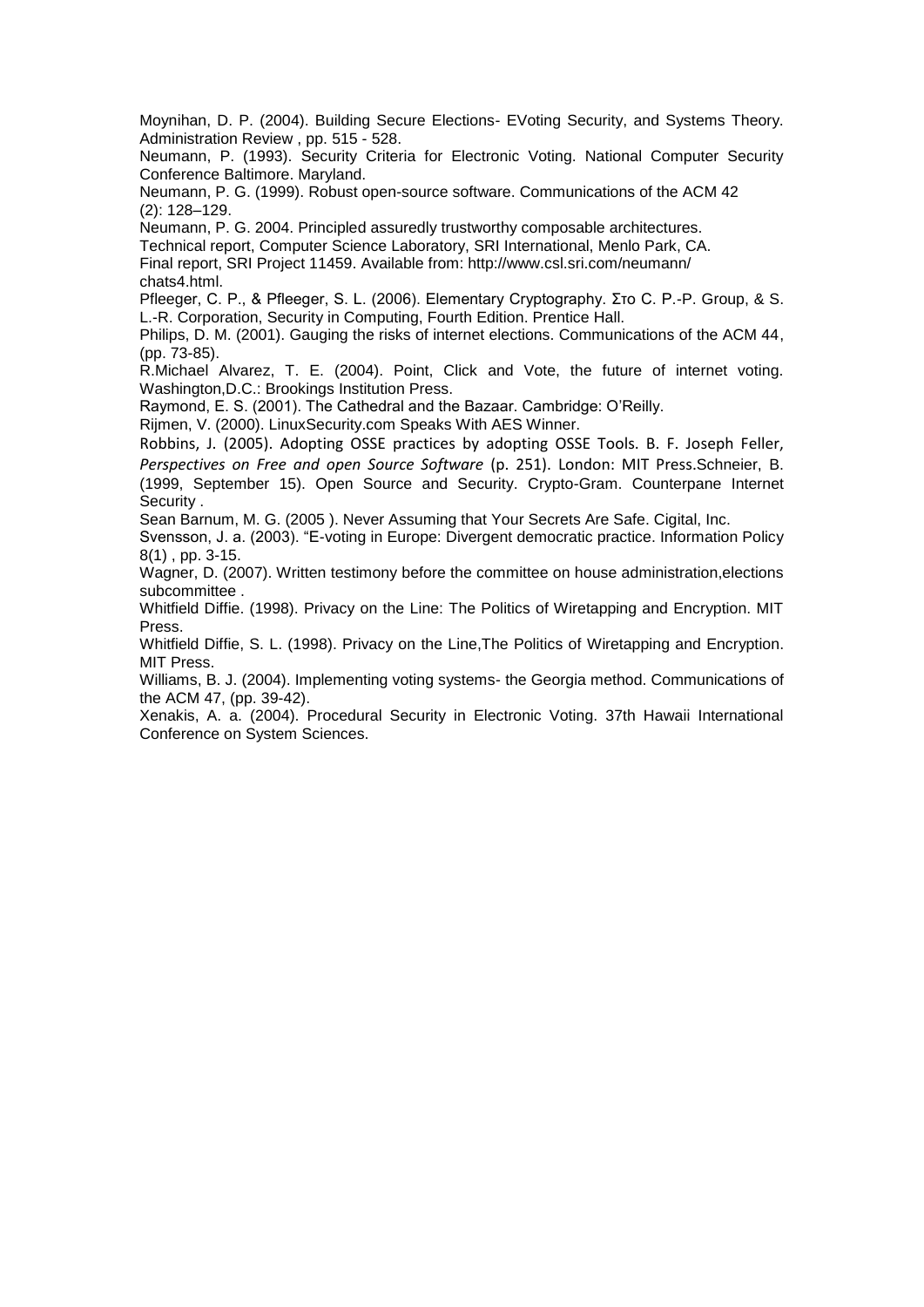Moynihan, D. P. (2004). Building Secure Elections- EVoting Security, and Systems Theory. Administration Review , pp. 515 - 528.

Neumann, P. (1993). Security Criteria for Electronic Voting. National Computer Security Conference Baltimore. Maryland.

Neumann, P. G. (1999). Robust open-source software. Communications of the ACM 42 (2): 128–129.

Neumann, P. G. 2004. Principled assuredly trustworthy composable architectures. Technical report, Computer Science Laboratory, SRI International, Menlo Park, CA. Final report, SRI Project 11459. Available from: http://www.csl.sri.com/neumann/ chats4.html.

Pfleeger, C. P., & Pfleeger, S. L. (2006). Elementary Cryptography. Στο C. P.-P. Group, & S. L.-R. Corporation, Security in Computing, Fourth Edition. Prentice Hall.

Philips, D. M. (2001). Gauging the risks of internet elections. Communications of the ACM 44, (pp. 73-85).

R.Michael Alvarez, T. E. (2004). Point, Click and Vote, the future of internet voting. Washington,D.C.: Brookings Institution Press.

Raymond, E. S. (2001). The Cathedral and the Bazaar. Cambridge: O'Reilly.

Rijmen, V. (2000). LinuxSecurity.com Speaks With AES Winner.

Robbins, J. (2005). Adopting OSSE practices by adopting OSSE Tools. B. F. Joseph Feller, *Perspectives on Free and open Source Software* (p. 251). London: MIT Press.Schneier, B. (1999, September 15). Open Source and Security. Crypto-Gram. Counterpane Internet Security .

Sean Barnum, M. G. (2005 ). Never Assuming that Your Secrets Are Safe. Cigital, Inc.

Svensson, J. a. (2003). "E-voting in Europe: Divergent democratic practice. Information Policy 8(1) , pp. 3-15.

Wagner, D. (2007). Written testimony before the committee on house administration,elections subcommittee .

Whitfield Diffie. (1998). Privacy on the Line: The Politics of Wiretapping and Encryption. MIT Press.

Whitfield Diffie, S. L. (1998). Privacy on the Line,The Politics of Wiretapping and Encryption. MIT Press.

Williams, B. J. (2004). Implementing voting systems- the Georgia method. Communications of the ACM 47, (pp. 39-42).

Xenakis, A. a. (2004). Procedural Security in Electronic Voting. 37th Hawaii International Conference on System Sciences.